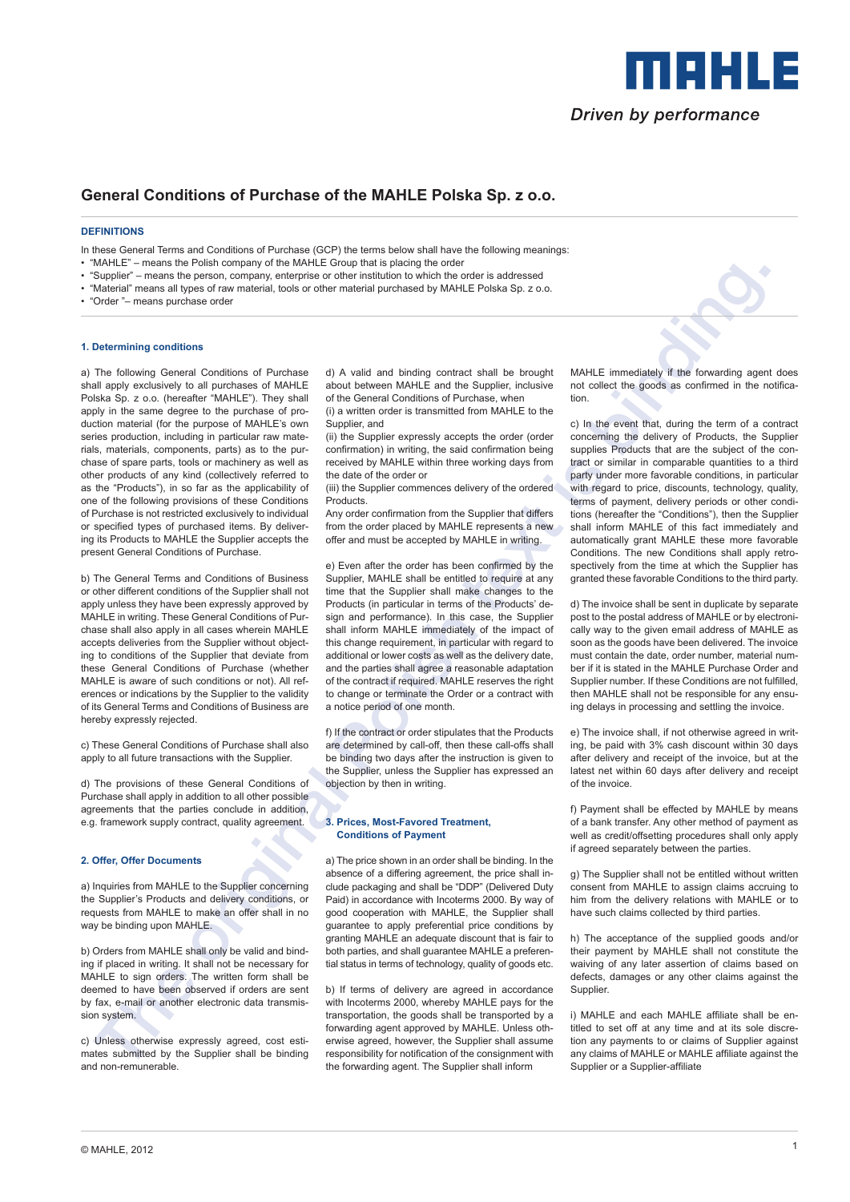# General Conditions of Purchase of the MAHLE Polska Sp. z o.o.

## DEFINITIONS

In these General Terms and Conditions of Purchase (GCP) the terms below shall have the following meanings:

- "MAHLE" – means the Polish company of the MAHLE Group that is placing the order
- "Supplier" – means the person, company, enterprise or other institution to which the order is addressed
- "Material" means all types of raw material, tools or other material purchased by MAHLE Polska Sp. z o.o.
- "Order "– means purchase order

### 1. Determining conditions

a) The following General Conditions of Purchase shall apply exclusively to all purchases of MAHLE Polska Sp. z o.o. (hereafter "MAHLE"). They shall apply in the same degree to the purchase of production material (for the purpose of MAHLE's own series production, including in particular raw materials, materials, components, parts) as to the purchase of spare parts, tools or machinery as well as other products of any kind (collectively referred to as the "Products"), in so far as the applicability of one of the following provisions of these Conditions of Purchase is not restricted exclusively to individual or specified types of purchased items. By delivering its Products to MAHLE the Supplier accepts the present General Conditions of Purchase.

b) The General Terms and Conditions of Business or other different conditions of the Supplier shall not apply unless they have been expressly approved by MAHLE in writing. These General Conditions of Purchase shall also apply in all cases wherein MAHLE accepts deliveries from the Supplier without objecting to conditions of the Supplier that deviate from these General Conditions of Purchase (whether MAHLE is aware of such conditions or not). All references or indications by the Supplier to the validity of its General Terms and Conditions of Business are hereby expressly rejected.

c) These General Conditions of Purchase shall also apply to all future transactions with the Supplier.

d) The provisions of these General Conditions of Purchase shall apply in addition to all other possible agreements that the parties conclude in addition, e.g. framework supply contract, quality agreement.

### 2. Offer, Offer Documents

a) Inquiries from MAHLE to the Supplier concerning the Supplier's Products and delivery conditions, or requests from MAHLE to make an offer shall in no way be binding upon MAHLE.

b) Orders from MAHLE shall only be valid and binding if placed in writing. It shall not be necessary for MAHLE to sign orders. The written form shall be deemed to have been observed if orders are sent by fax, e-mail or another electronic data transmission system.

c) Unless otherwise expressly agreed, cost estimates submitted by the Supplier shall be binding and non-remunerable.

d) A valid and binding contract shall be brought about between MAHLE and the Supplier, inclusive of the General Conditions of Purchase, when
(i) a written order is transmitted from MAHLE to the Supplier, and
(ii) the Supplier expressly accepts the order (order confirmation) in writing, the said confirmation being received by MAHLE within three working days from the date of the order or
(iii) the Supplier commences delivery of the ordered Products.
Any order confirmation from the Supplier that differs from the order placed by MAHLE represents a new offer and must be accepted by MAHLE in writing.

e) Even after the order has been confirmed by the Supplier, MAHLE shall be entitled to require at any time that the Supplier shall make changes to the Products (in particular in terms of the Products' design and performance). In this case, the Supplier shall inform MAHLE immediately of the impact of this change requirement, in particular with regard to additional or lower costs as well as the delivery date, and the parties shall agree a reasonable adaptation of the contract if required. MAHLE reserves the right to change or terminate the Order or a contract with a notice period of one month.

f) If the contract or order stipulates that the Products are determined by call-off, then these call-offs shall be binding two days after the instruction is given to the Supplier, unless the Supplier has expressed an objection by then in writing.

### 3. Prices, Most-Favored Treatment, Conditions of Payment

a) The price shown in an order shall be binding. In the absence of a differing agreement, the price shall include packaging and shall be "DDP" (Delivered Duty Paid) in accordance with Incoterms 2000. By way of good cooperation with MAHLE, the Supplier shall guarantee to apply preferential price conditions by granting MAHLE an adequate discount that is fair to both parties, and shall guarantee MAHLE a preferential status in terms of technology, quality of goods etc.

b) If terms of delivery are agreed in accordance with Incoterms 2000, whereby MAHLE pays for the transportation, the goods shall be transported by a forwarding agent approved by MAHLE. Unless otherwise agreed, however, the Supplier shall assume responsibility for notification of the consignment with the forwarding agent. The Supplier shall inform MAHLE immediately if the forwarding agent does not collect the goods as confirmed in the notification.

c) In the event that, during the term of a contract concerning the delivery of Products, the Supplier supplies Products that are the subject of the contract or similar in comparable quantities to a third party under more favorable conditions, in particular with regard to price, discounts, technology, quality, terms of payment, delivery periods or other conditions (hereafter the "Conditions"), then the Supplier shall inform MAHLE of this fact immediately and automatically grant MAHLE these more favorable Conditions. The new Conditions shall apply retrospectively from the time at which the Supplier has granted these favorable Conditions to the third party.

d) The invoice shall be sent in duplicate by separate post to the postal address of MAHLE or by electronically way to the given email address of MAHLE as soon as the goods have been delivered. The invoice must contain the date, order number, material number if it is stated in the MAHLE Purchase Order and Supplier number. If these Conditions are not fulfilled, then MAHLE shall not be responsible for any ensuing delays in processing and settling the invoice.

e) The invoice shall, if not otherwise agreed in writing, be paid with 3% cash discount within 30 days after delivery and receipt of the invoice, but at the latest net within 60 days after delivery and receipt of the invoice.

f) Payment shall be effected by MAHLE by means of a bank transfer. Any other method of payment as well as credit/offsetting procedures shall only apply if agreed separately between the parties.

g) The Supplier shall not be entitled without written consent from MAHLE to assign claims accruing to him from the delivery relations with MAHLE or to have such claims collected by third parties.

h) The acceptance of the supplied goods and/or their payment by MAHLE shall not constitute the waiving of any later assertion of claims based on defects, damages or any other claims against the Supplier.

i) MAHLE and each MAHLE affiliate shall be entitled to set off at any time and at its sole discretion any payments to or claims of Supplier against any claims of MAHLE or MAHLE affiliate against the Supplier or a Supplier-affiliate

© MAHLE, 2012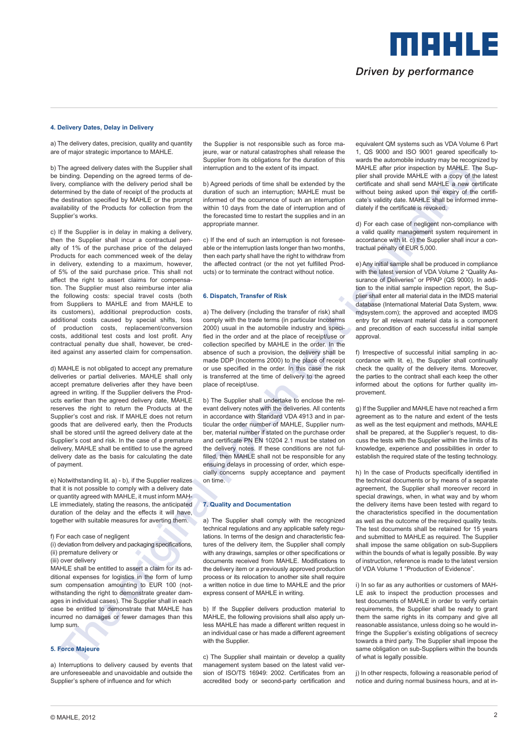## 4. Delivery Dates, Delay in Delivery

a) The delivery dates, precision, quality and quantity are of major strategic importance to MAHLE.

b) The agreed delivery dates with the Supplier shall be binding. Depending on the agreed terms of delivery, compliance with the delivery period shall be determined by the date of receipt of the products at the destination specified by MAHLE or the prompt availability of the Products for collection from the Supplier's works.

c) If the Supplier is in delay in making a delivery, then the Supplier shall incur a contractual penalty of 1% of the purchase price of the delayed Products for each commenced week of the delay in delivery, extending to a maximum, however, of 5% of the said purchase price. This shall not affect the right to assert claims for compensation. The Supplier must also reimburse inter alia the following costs: special travel costs (both from Suppliers to MAHLE and from MAHLE to its customers), additional preproduction costs, additional costs caused by special shifts, loss of production costs, replacement/conversion costs, additional test costs and lost profit. Any contractual penalty due shall, however, be credited against any asserted claim for compensation.

d) MAHLE is not obligated to accept any premature deliveries or partial deliveries. MAHLE shall only accept premature deliveries after they have been agreed in writing. If the Supplier delivers the Products earlier than the agreed delivery date, MAHLE reserves the right to return the Products at the Supplier's cost and risk. If MAHLE does not return goods that are delivered early, then the Products shall be stored until the agreed delivery date at the Supplier's cost and risk. In the case of a premature delivery, MAHLE shall be entitled to use the agreed delivery date as the basis for calculating the date of payment.

e) Notwithstanding lit. a) - b), if the Supplier realizes that it is not possible to comply with a delivery date or quantity agreed with MAHLE, it must inform MAHLE immediately, stating the reasons, the anticipated duration of the delay and the effects it will have, together with suitable measures for averting them.

f) For each case of negligent
(i) deviation from delivery and packaging specifications,
(ii) premature delivery or
(iii) over delivery
MAHLE shall be entitled to assert a claim for its additional expenses for logistics in the form of lump sum compensation amounting to EUR 100 (notwithstanding the right to demonstrate greater damages in individual cases). The Supplier shall in each case be entitled to demonstrate that MAHLE has incurred no damages or fewer damages than this lump sum.

## 5. Force Majeure

a) Interruptions to delivery caused by events that are unforeseeable and unavoidable and outside the Supplier's sphere of influence and for which the Supplier is not responsible such as force majeure, war or natural catastrophes shall release the Supplier from its obligations for the duration of this interruption and to the extent of its impact.

b) Agreed periods of time shall be extended by the duration of such an interruption; MAHLE must be informed of the occurrence of such an interruption within 10 days from the date of interruption and of the forecasted time to restart the supplies and in an appropriate manner.

c) If the end of such an interruption is not foreseeable or the interruption lasts longer than two months, then each party shall have the right to withdraw from the affected contract (or the not yet fulfilled Products) or to terminate the contract without notice.

## 6. Dispatch, Transfer of Risk

a) The delivery (including the transfer of risk) shall comply with the trade terms (in particular Incoterms 2000) usual in the automobile industry and specified in the order and at the place of receipt/use or collection specified by MAHLE in the order. In the absence of such a provision, the delivery shall be made DDP (Incoterms 2000) to the place of receipt or use specified in the order. In this case the risk is transferred at the time of delivery to the agreed place of receipt/use.

b) The Supplier shall undertake to enclose the relevant delivery notes with the deliveries. All contents in accordance with Standard VDA 4913 and in particular the order number of MAHLE, Supplier number, material number if stated on the purchase order and certificate PN EN 10204 2.1 must be stated on the delivery notes. If these conditions are not fulfilled, then MAHLE shall not be responsible for any ensuing delays in processing of order, which especially concerns supply acceptance and payment on time.

## 7. Quality and Documentation

a) The Supplier shall comply with the recognized technical regulations and any applicable safety regulations. In terms of the design and characteristic features of the delivery item, the Supplier shall comply with any drawings, samples or other specifications or documents received from MAHLE. Modifications to the delivery item or a previously approved production process or its relocation to another site shall require a written notice in due time to MAHLE and the prior express consent of MAHLE in writing.

b) If the Supplier delivers production material to MAHLE, the following provisions shall also apply unless MAHLE has made a different written request in an individual case or has made a different agreement with the Supplier.

c) The Supplier shall maintain or develop a quality management system based on the latest valid version of ISO/TS 16949: 2002. Certificates from an accredited body or second-party certification and equivalent QM systems such as VDA Volume 6 Part 1, QS 9000 and ISO 9001 geared specifically towards the automobile industry may be recognized by MAHLE after prior inspection by MAHLE. The Supplier shall provide MAHLE with a copy of the latest certificate and shall send MAHLE a new certificate without being asked upon the expiry of the certificate's validity date. MAHLE shall be informed immediately if the certificate is revoked.

d) For each case of negligent non-compliance with a valid quality management system requirement in accordance with lit. c) the Supplier shall incur a contractual penalty of EUR 5,000.

e) Any initial sample shall be produced in compliance with the latest version of VDA Volume 2 "Quality Assurance of Deliveries" or PPAP (QS 9000). In addition to the initial sample inspection report, the Supplier shall enter all material data in the IMDS material database (International Material Data System, www.mdsystem.com); the approved and accepted IMDS entry for all relevant material data is a component and precondition of each successful initial sample approval.

f) Irrespective of successful initial sampling in accordance with lit. e), the Supplier shall continually check the quality of the delivery items. Moreover, the parties to the contract shall each keep the other informed about the options for further quality improvement.

g) If the Supplier and MAHLE have not reached a firm agreement as to the nature and extent of the tests as well as the test equipment and methods, MAHLE shall be prepared, at the Supplier's request, to discuss the tests with the Supplier within the limits of its knowledge, experience and possibilities in order to establish the required state of the testing technology.

h) In the case of Products specifically identified in the technical documents or by means of a separate agreement, the Supplier shall moreover record in special drawings, when, in what way and by whom the delivery items have been tested with regard to the characteristics specified in the documentation as well as the outcome of the required quality tests. The test documents shall be retained for 15 years and submitted to MAHLE as required. The Supplier shall impose the same obligation on sub-Suppliers within the bounds of what is legally possible. By way of instruction, reference is made to the latest version of VDA Volume 1 "Production of Evidence".

i) In so far as any authorities or customers of MAHLE ask to inspect the production processes and test documents of MAHLE in order to verify certain requirements, the Supplier shall be ready to grant them the same rights in its company and give all reasonable assistance, unless doing so he would infringe the Supplier's existing obligations of secrecy towards a third party. The Supplier shall impose the same obligation on sub-Suppliers within the bounds of what is legally possible.

j) In other respects, following a reasonable period of notice and during normal business hours, and at in-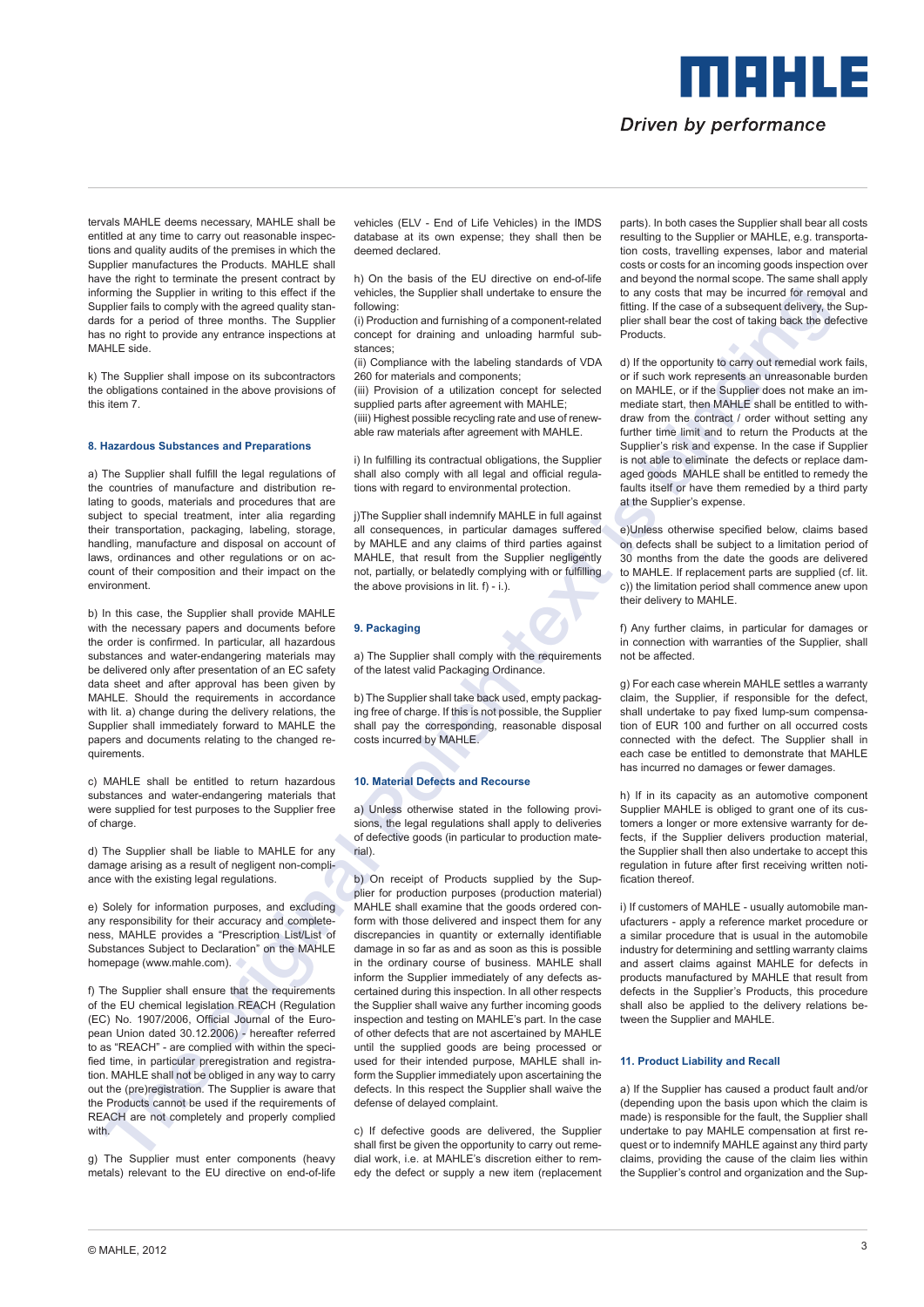tervals MAHLE deems necessary, MAHLE shall be entitled at any time to carry out reasonable inspections and quality audits of the premises in which the Supplier manufactures the Products. MAHLE shall have the right to terminate the present contract by informing the Supplier in writing to this effect if the Supplier fails to comply with the agreed quality standards for a period of three months. The Supplier has no right to provide any entrance inspections at MAHLE side.

k) The Supplier shall impose on its subcontractors the obligations contained in the above provisions of this item 7.

### 8. Hazardous Substances and Preparations

a) The Supplier shall fulfill the legal regulations of the countries of manufacture and distribution relating to goods, materials and procedures that are subject to special treatment, inter alia regarding their transportation, packaging, labeling, storage, handling, manufacture and disposal on account of laws, ordinances and other regulations or on account of their composition and their impact on the environment.

b) In this case, the Supplier shall provide MAHLE with the necessary papers and documents before the order is confirmed. In particular, all hazardous substances and water-endangering materials may be delivered only after presentation of an EC safety data sheet and after approval has been given by MAHLE. Should the requirements in accordance with lit. a) change during the delivery relations, the Supplier shall immediately forward to MAHLE the papers and documents relating to the changed requirements.

c) MAHLE shall be entitled to return hazardous substances and water-endangering materials that were supplied for test purposes to the Supplier free of charge.

d) The Supplier shall be liable to MAHLE for any damage arising as a result of negligent non-compliance with the existing legal regulations.

e) Solely for information purposes, and excluding any responsibility for their accuracy and completeness, MAHLE provides a "Prescription List/List of Substances Subject to Declaration" on the MAHLE homepage (www.mahle.com).

f) The Supplier shall ensure that the requirements of the EU chemical legislation REACH (Regulation (EC) No. 1907/2006, Official Journal of the European Union dated 30.12.2006) - hereafter referred to as "REACH" - are complied with within the specified time, in particular preregistration and registration. MAHLE shall not be obliged in any way to carry out the (pre)registration. The Supplier is aware that the Products cannot be used if the requirements of REACH are not completely and properly complied with.

g) The Supplier must enter components (heavy metals) relevant to the EU directive on end-of-life vehicles (ELV - End of Life Vehicles) in the IMDS database at its own expense; they shall then be deemed declared.

h) On the basis of the EU directive on end-of-life vehicles, the Supplier shall undertake to ensure the following:
(i) Production and furnishing of a component-related concept for draining and unloading harmful substances;
(ii) Compliance with the labeling standards of VDA 260 for materials and components;
(iii) Provision of a utilization concept for selected supplied parts after agreement with MAHLE;
(iiii) Highest possible recycling rate and use of renewable raw materials after agreement with MAHLE.

i) In fulfilling its contractual obligations, the Supplier shall also comply with all legal and official regulations with regard to environmental protection.

j)The Supplier shall indemnify MAHLE in full against all consequences, in particular damages suffered by MAHLE and any claims of third parties against MAHLE, that result from the Supplier negligently not, partially, or belatedly complying with or fulfilling the above provisions in lit. f) - i.).

### 9. Packaging

a) The Supplier shall comply with the requirements of the latest valid Packaging Ordinance.

b) The Supplier shall take back used, empty packaging free of charge. If this is not possible, the Supplier shall pay the corresponding, reasonable disposal costs incurred by MAHLE.

### 10. Material Defects and Recourse

a) Unless otherwise stated in the following provisions, the legal regulations shall apply to deliveries of defective goods (in particular to production material).

b) On receipt of Products supplied by the Supplier for production purposes (production material) MAHLE shall examine that the goods ordered conform with those delivered and inspect them for any discrepancies in quantity or externally identifiable damage in so far as and as soon as this is possible in the ordinary course of business. MAHLE shall inform the Supplier immediately of any defects ascertained during this inspection. In all other respects the Supplier shall waive any further incoming goods inspection and testing on MAHLE's part. In the case of other defects that are not ascertained by MAHLE until the supplied goods are being processed or used for their intended purpose, MAHLE shall inform the Supplier immediately upon ascertaining the defects. In this respect the Supplier shall waive the defense of delayed complaint.

c) If defective goods are delivered, the Supplier shall first be given the opportunity to carry out remedial work, i.e. at MAHLE's discretion either to remedy the defect or supply a new item (replacement parts). In both cases the Supplier shall bear all costs resulting to the Supplier or MAHLE, e.g. transportation costs, travelling expenses, labor and material costs or costs for an incoming goods inspection over and beyond the normal scope. The same shall apply to any costs that may be incurred for removal and fitting. If the case of a subsequent delivery, the Supplier shall bear the cost of taking back the defective Products.

d) If the opportunity to carry out remedial work fails, or if such work represents an unreasonable burden on MAHLE, or if the Supplier does not make an immediate start, then MAHLE shall be entitled to withdraw from the contract / order without setting any further time limit and to return the Products at the Supplier's risk and expense. In the case if Supplier is not able to eliminate the defects or replace damaged goods MAHLE shall be entitled to remedy the faults itself or have them remedied by a third party at the Supplier's expense.

e)Unless otherwise specified below, claims based on defects shall be subject to a limitation period of 30 months from the date the goods are delivered to MAHLE. If replacement parts are supplied (cf. lit. c)) the limitation period shall commence anew upon their delivery to MAHLE.

f) Any further claims, in particular for damages or in connection with warranties of the Supplier, shall not be affected.

g) For each case wherein MAHLE settles a warranty claim, the Supplier, if responsible for the defect, shall undertake to pay fixed lump-sum compensation of EUR 100 and further on all occurred costs connected with the defect. The Supplier shall in each case be entitled to demonstrate that MAHLE has incurred no damages or fewer damages.

h) If in its capacity as an automotive component Supplier MAHLE is obliged to grant one of its customers a longer or more extensive warranty for defects, if the Supplier delivers production material, the Supplier shall then also undertake to accept this regulation in future after first receiving written notification thereof.

i) If customers of MAHLE - usually automobile manufacturers - apply a reference market procedure or a similar procedure that is usual in the automobile industry for determining and settling warranty claims and assert claims against MAHLE for defects in products manufactured by MAHLE that result from defects in the Supplier's Products, this procedure shall also be applied to the delivery relations between the Supplier and MAHLE.

### 11. Product Liability and Recall

a) If the Supplier has caused a product fault and/or (depending upon the basis upon which the claim is made) is responsible for the fault, the Supplier shall undertake to pay MAHLE compensation at first request or to indemnify MAHLE against any third party claims, providing the cause of the claim lies within the Supplier's control and organization and the Sup-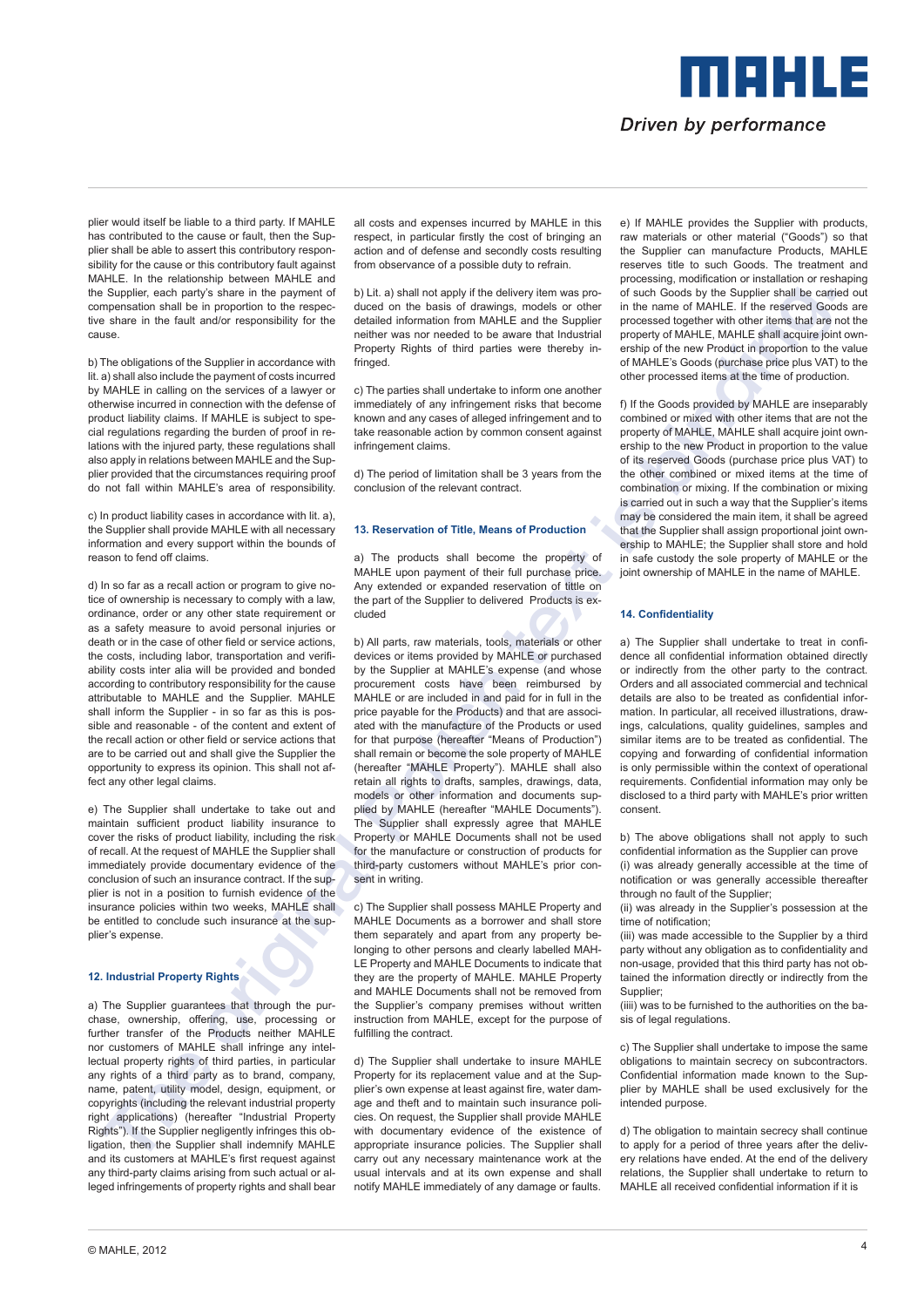plier would itself be liable to a third party. If MAHLE has contributed to the cause or fault, then the Supplier shall be able to assert this contributory responsibility for the cause or this contributory fault against MAHLE. In the relationship between MAHLE and the Supplier, each party's share in the payment of compensation shall be in proportion to the respective share in the fault and/or responsibility for the cause.

b) The obligations of the Supplier in accordance with lit. a) shall also include the payment of costs incurred by MAHLE in calling on the services of a lawyer or otherwise incurred in connection with the defense of product liability claims. If MAHLE is subject to special regulations regarding the burden of proof in relations with the injured party, these regulations shall also apply in relations between MAHLE and the Supplier provided that the circumstances requiring proof do not fall within MAHLE's area of responsibility.

c) In product liability cases in accordance with lit. a), the Supplier shall provide MAHLE with all necessary information and every support within the bounds of reason to fend off claims.

d) In so far as a recall action or program to give notice of ownership is necessary to comply with a law, ordinance, order or any other state requirement or as a safety measure to avoid personal injuries or death or in the case of other field or service actions, the costs, including labor, transportation and verifiability costs inter alia will be provided and bonded according to contributory responsibility for the cause attributable to MAHLE and the Supplier. MAHLE shall inform the Supplier - in so far as this is possible and reasonable - of the content and extent of the recall action or other field or service actions that are to be carried out and shall give the Supplier the opportunity to express its opinion. This shall not affect any other legal claims.

e) The Supplier shall undertake to take out and maintain sufficient product liability insurance to cover the risks of product liability, including the risk of recall. At the request of MAHLE the Supplier shall immediately provide documentary evidence of the conclusion of such an insurance contract. If the Supplier is not in a position to furnish evidence of the insurance policies within two weeks, MAHLE shall be entitled to conclude such insurance at the supplier's expense.

### 12. Industrial Property Rights

a) The Supplier guarantees that through the purchase, ownership, offering, use, processing or further transfer of the Products neither MAHLE nor customers of MAHLE shall infringe any intellectual property rights of third parties, in particular any rights of a third party as to brand, company, name, patent, utility model, design, equipment, or copyrights (including the relevant industrial property right applications) (hereafter "Industrial Property Rights"). If the Supplier negligently infringes this obligation, then the Supplier shall indemnify MAHLE and its customers at MAHLE's first request against any third-party claims arising from such actual or alleged infringements of property rights and shall bear all costs and expenses incurred by MAHLE in this respect, in particular firstly the cost of bringing an action and of defense and secondly costs resulting from observance of a possible duty to refrain.

b) Lit. a) shall not apply if the delivery item was produced on the basis of drawings, models or other detailed information from MAHLE and the Supplier neither was nor needed to be aware that Industrial Property Rights of third parties were thereby infringed.

c) The parties shall undertake to inform one another immediately of any infringement risks that become known and any cases of alleged infringement and to take reasonable action by common consent against infringement claims.

d) The period of limitation shall be 3 years from the conclusion of the relevant contract.

### 13. Reservation of Title, Means of Production

a) The products shall become the property of MAHLE upon payment of their full purchase price. Any extended or expanded reservation of tiltle on the part of the Supplier to delivered Products is excluded

b) All parts, raw materials, tools, materials or other devices or items provided by MAHLE or purchased by the Supplier at MAHLE's expense (and whose procurement costs have been reimbursed by MAHLE or are included in and paid for in full in the price payable for the Products) and that are associated with the manufacture of the Products or used for that purpose (hereafter "Means of Production") shall remain or become the sole property of MAHLE (hereafter "MAHLE Property"). MAHLE shall also retain all rights to drafts, samples, drawings, data, models or other information and documents supplied by MAHLE (hereafter "MAHLE Documents"). The Supplier shall expressly agree that MAHLE Property or MAHLE Documents shall not be used for the manufacture or construction of products for third-party customers without MAHLE's prior consent in writing.

c) The Supplier shall possess MAHLE Property and MAHLE Documents as a borrower and shall store them separately and apart from any property belonging to other persons and clearly labelled MAHLE Property and MAHLE Documents to indicate that they are the property of MAHLE. MAHLE Property and MAHLE Documents shall not be removed from the Supplier's company premises without written instruction from MAHLE, except for the purpose of fulfilling the contract.

d) The Supplier shall undertake to insure MAHLE Property for its replacement value and at the Supplier's own expense at least against fire, water damage and theft and to maintain such insurance policies. On request, the Supplier shall provide MAHLE with documentary evidence of the existence of appropriate insurance policies. The Supplier shall carry out any necessary maintenance work at the usual intervals and at its own expense and shall notify MAHLE immediately of any damage or faults.

e) If MAHLE provides the Supplier with products, raw materials or other material ("Goods") so that the Supplier can manufacture Products, MAHLE reserves title to such Goods. The treatment and processing, modification or installation or reshaping of such Goods by the Supplier shall be carried out in the name of MAHLE. If the reserved Goods are processed together with other items that are not the property of MAHLE, MAHLE shall acquire joint ownership of the new Product in proportion to the value of MAHLE's Goods (purchase price plus VAT) to the other processed items at the time of production.

f) If the Goods provided by MAHLE are inseparably combined or mixed with other items that are not the property of MAHLE, MAHLE shall acquire joint ownership to the new Product in proportion to the value of its reserved Goods (purchase price plus VAT) to the other combined or mixed items at the time of combination or mixing. If the combination or mixing is carried out in such a way that the Supplier's items may be considered the main item, it shall be agreed that the Supplier shall assign proportional joint ownership to MAHLE; the Supplier shall store and hold in safe custody the sole property of MAHLE or the joint ownership of MAHLE in the name of MAHLE.

### 14. Confidentiality

a) The Supplier shall undertake to treat in confidence all confidential information obtained directly or indirectly from the other party to the contract. Orders and all associated commercial and technical details are also to be treated as confidential information. In particular, all received illustrations, drawings, calculations, quality guidelines, samples and similar items are to be treated as confidential. The copying and forwarding of confidential information is only permissible within the context of operational requirements. Confidential information may only be disclosed to a third party with MAHLE's prior written consent.

b) The above obligations shall not apply to such confidential information as the Supplier can prove
(i) was already generally accessible at the time of notification or was generally accessible thereafter through no fault of the Supplier;
(ii) was already in the Supplier's possession at the time of notification;
(iii) was made accessible to the Supplier by a third party without any obligation as to confidentiality and non-usage, provided that this third party has not obtained the information directly or indirectly from the Supplier;
(iiii) was to be furnished to the authorities on the basis of legal regulations.

c) The Supplier shall undertake to impose the same obligations to maintain secrecy on subcontractors. Confidential information made known to the Supplier by MAHLE shall be used exclusively for the intended purpose.

d) The obligation to maintain secrecy shall continue to apply for a period of three years after the delivery relations have ended. At the end of the delivery relations, the Supplier shall undertake to return to MAHLE all received confidential information if it is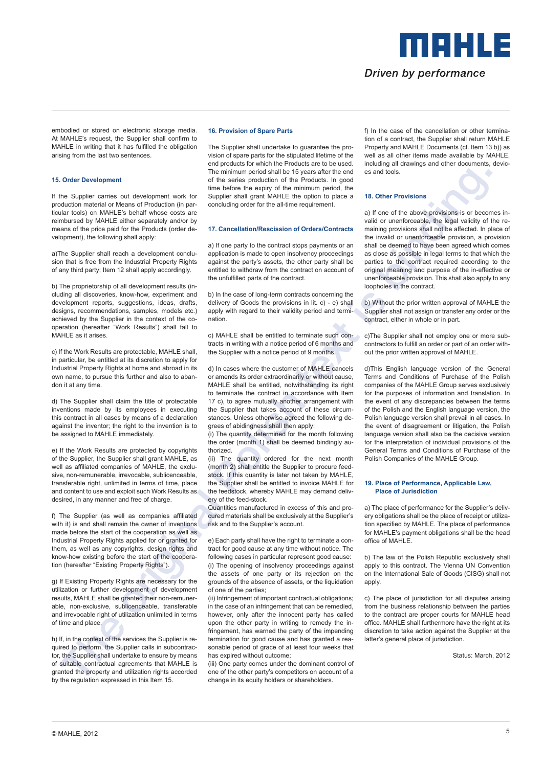embodied or stored on electronic storage media. At MAHLE's request, the Supplier shall confirm to MAHLE in writing that it has fulfilled the obligation arising from the last two sentences.

## 15. Order Development

If the Supplier carries out development work for production material or Means of Production (in particular tools) on MAHLE's behalf whose costs are reimbursed by MAHLE either separately and/or by means of the price paid for the Products (order development), the following shall apply:

a)The Supplier shall reach a development conclusion that is free from the Industrial Property Rights of any third party; Item 12 shall apply accordingly.

b) The proprietorship of all development results (including all discoveries, know-how, experiment and development reports, suggestions, ideas, drafts, designs, recommendations, samples, models etc.) achieved by the Supplier in the context of the cooperation (hereafter "Work Results") shall fall to MAHLE as it arises.

c) If the Work Results are protectable, MAHLE shall, in particular, be entitled at its discretion to apply for Industrial Property Rights at home and abroad in its own name, to pursue this further and also to abandon it at any time.

d) The Supplier shall claim the title of protectable inventions made by its employees in executing this contract in all cases by means of a declaration against the inventor; the right to the invention is to be assigned to MAHLE immediately.

e) If the Work Results are protected by copyrights of the Supplier, the Supplier shall grant MAHLE, as well as affiliated companies of MAHLE, the exclusive, non-remunerable, irrevocable, sublicenceable, transferable right, unlimited in terms of time, place and content to use and exploit such Work Results as desired, in any manner and free of charge.

f) The Supplier (as well as companies affiliated with it) is and shall remain the owner of inventions made before the start of the cooperation as well as Industrial Property Rights applied for or granted for them, as well as any copyrights, design rights and know-how existing before the start of the cooperation (hereafter "Existing Property Rights").

g) If Existing Property Rights are necessary for the utilization or further development of development results, MAHLE shall be granted their non-remunerable, non-exclusive, sublicenceable, transferable and irrevocable right of utilization unlimited in terms of time and place.

h) If, in the context of the services the Supplier is required to perform, the Supplier calls in subcontractor, the Supplier shall undertake to ensure by means of suitable contractual agreements that MAHLE is granted the property and utilization rights accorded by the regulation expressed in this Item 15.

## 16. Provision of Spare Parts

The Supplier shall undertake to guarantee the provision of spare parts for the stipulated lifetime of the end products for which the Products are to be used. The minimum period shall be 15 years after the end of the series production of the Products. In good time before the expiry of the minimum period, the Supplier shall grant MAHLE the option to place a concluding order for the all-time requirement.

## 17. Cancellation/Rescission of Orders/Contracts

a) If one party to the contract stops payments or an application is made to open insolvency proceedings against the other party's assets, the other party shall be entitled to withdraw from the contract on account of the unfulfilled parts of the contract.

b) In the case of long-term contracts concerning the delivery of Goods the provisions in lit. c) - e) shall apply with regard to their validity period and termination.

c) MAHLE shall be entitled to terminate such contracts in writing with a notice period of 6 months and the Supplier with a notice period of 9 months.

d) In cases where the customer of MAHLE cancels or amends its order extraordinarily or without cause, MAHLE shall be entitled, notwithstanding its right to terminate the contract in accordance with Item 17 c), to agree mutually another arrangement with the Supplier that takes account of these circumstances. Unless otherwise agreed the following degrees of abidingness shall then apply:  
(i) The quantity determined for the month following the order (month 1) shall be deemed bindingly authorized.  
(ii) The quantity ordered for the next month (month 2) shall entitle the Supplier to procure feedstock. If this quantity is later not taken by MAHLE, the Supplier shall be entitled to invoice MAHLE for the feedstock, whereby MAHLE may demand delivery of the feed-stock.  
Quantities manufactured in excess of this and procured materials shall be exclusively at the Supplier's risk and to the Supplier's account.

e) Each party shall have the right to terminate a contract for good cause at any time without notice. The following cases in particular represent good cause:  
(i) The opening of insolvency proceedings against the assets of one party or its rejection on the grounds of the absence of assets, or the liquidation of one of the parties;  
(ii) Infringement of important contractual obligations; in the case of an infringement that can be remedied, however, only after the innocent party has called upon the other party in writing to remedy the infringement, has warned the party of the impending termination for good cause and has granted a reasonable period of grace of at least four weeks that has expired without outcome;  
(iii) One party comes under the dominant control of one of the other party's competitors on account of a change in its equity holders or shareholders.

f) In the case of the cancellation or other termination of a contract, the Supplier shall return MAHLE Property and MAHLE Documents (cf. Item 13 b)) as well as all other items made available by MAHLE, including all drawings and other documents, devices and tools.

## 18. Other Provisions

a) If one of the above provisions is or becomes invalid or unenforceable, the legal validity of the remaining provisions shall not be affected. In place of the invalid or unenforceable provision, a provision shall be deemed to have been agreed which comes as close as possible in legal terms to that which the parties to the contract required according to the original meaning and purpose of the in-effective or unenforceable provision. This shall also apply to any loopholes in the contract.

b) Without the prior written approval of MAHLE the Supplier shall not assign or transfer any order or the contract, either in whole or in part.

c)The Supplier shall not employ one or more subcontractors to fulfill an order or part of an order without the prior written approval of MAHLE.

d)This English language version of the General Terms and Conditions of Purchase of the Polish companies of the MAHLE Group serves exclusively for the purposes of information and translation. In the event of any discrepancies between the terms of the Polish and the English language version, the Polish language version shall prevail in all cases. In the event of disagreement or litigation, the Polish language version shall also be the decisive version for the interpretation of individual provisions of the General Terms and Conditions of Purchase of the Polish Companies of the MAHLE Group.

## 19. Place of Performance, Applicable Law, Place of Jurisdiction

a) The place of performance for the Supplier's delivery obligations shall be the place of receipt or utilization specified by MAHLE. The place of performance for MAHLE's payment obligations shall be the head office of MAHLE.

b) The law of the Polish Republic exclusively shall apply to this contract. The Vienna UN Convention on the International Sale of Goods (CISG) shall not apply.

c) The place of jurisdiction for all disputes arising from the business relationship between the parties to the contract are proper courts for MAHLE head office. MAHLE shall furthermore have the right at its discretion to take action against the Supplier at the latter's general place of jurisdiction.

Status: March, 2012